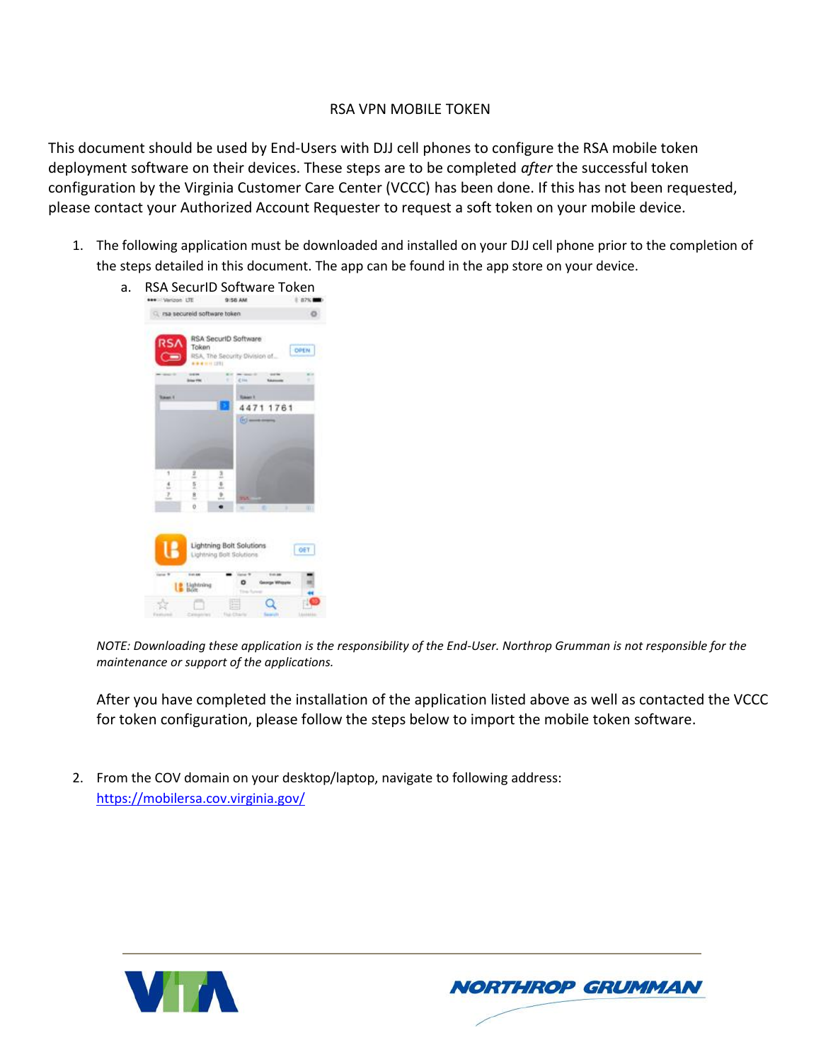# RSA VPN MOBILE TOKEN

This document should be used by End-Users with DJJ cell phones to configure the RSA mobile token deployment software on their devices. These steps are to be completed *after* the successful token configuration by the Virginia Customer Care Center (VCCC) has been done. If this has not been requested, please contact your Authorized Account Requester to request a soft token on your mobile device.

1. The following application must be downloaded and installed on your DJJ cell phone prior to the completion of the steps detailed in this document. The app can be found in the app store on your device.
   a. RSA SecurID Software Token

*NOTE: Downloading these application is the responsibility of the End-User. Northrop Grumman is not responsible for the maintenance or support of the applications.*

After you have completed the installation of the application listed above as well as contacted the VCCC for token configuration, please follow the steps below to import the mobile token software.

2. From the COV domain on your desktop/laptop, navigate to following address: https://mobilersa.cov.virginia.gov/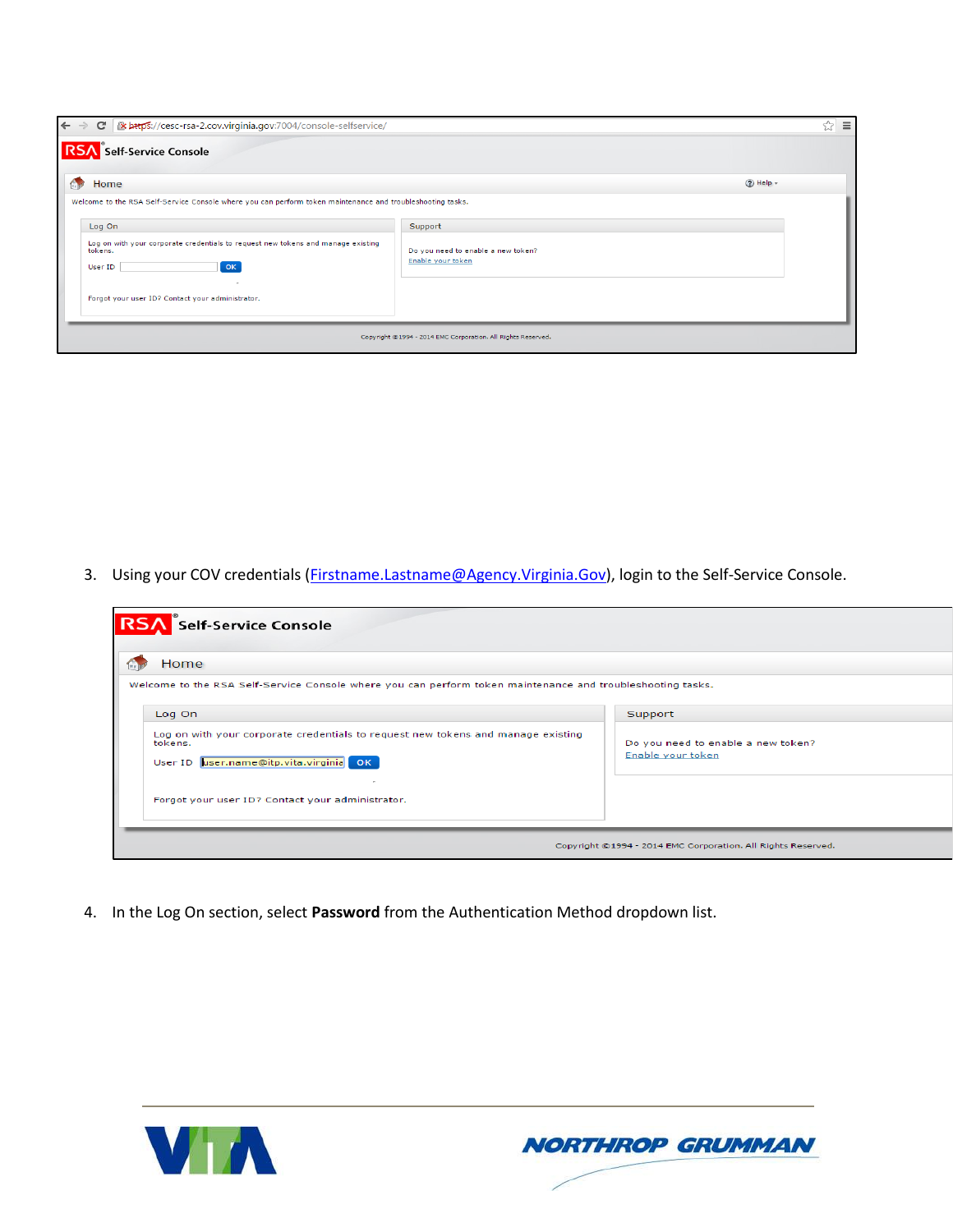3. Using your COV credentials (Firstname.Lastname@Agency.Virginia.Gov), login to the Self-Service Console.

4. In the Log On section, select **Password** from the Authentication Method dropdown list.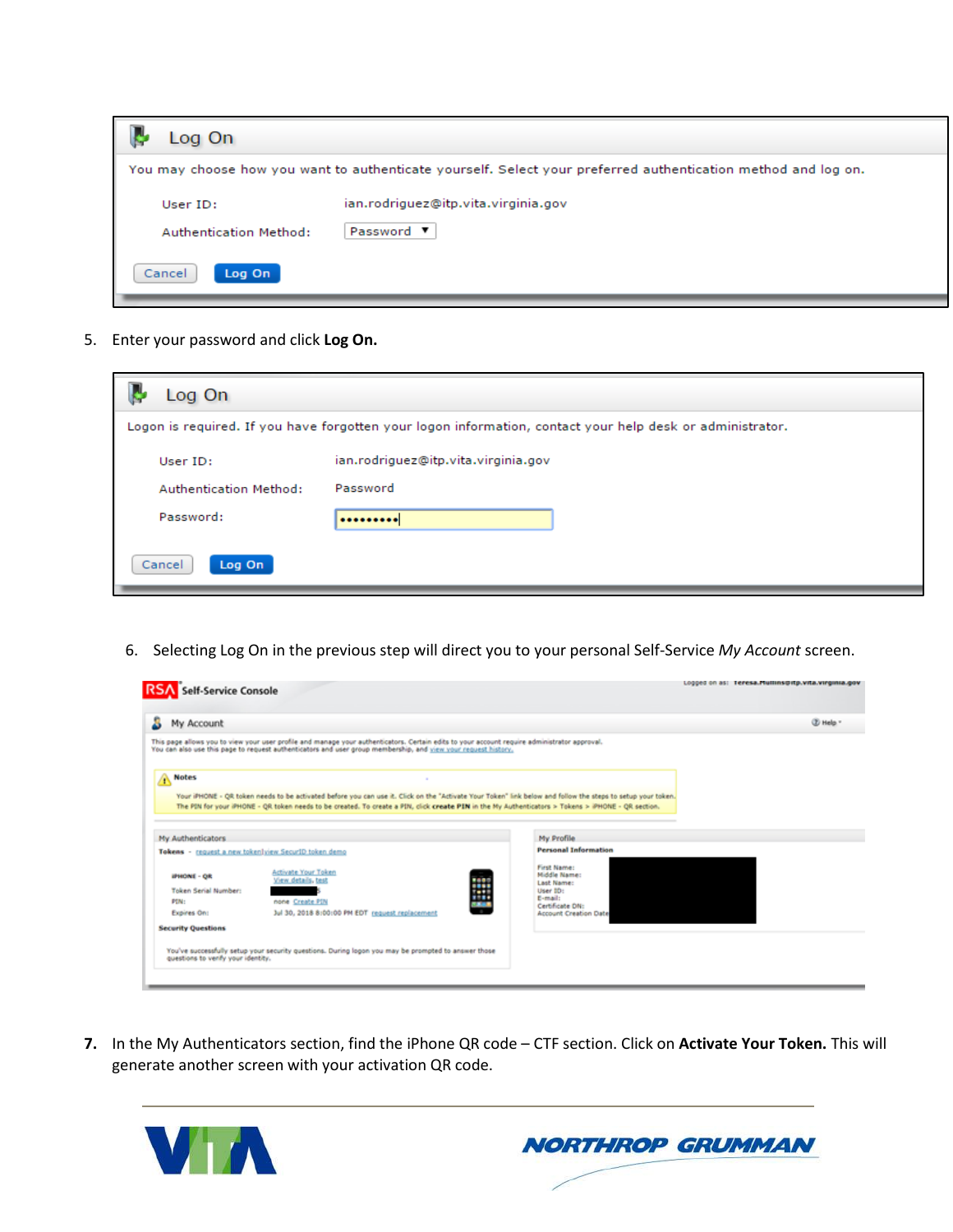**Log On**

You may choose how you want to authenticate yourself. Select your preferred authentication method and log on.

User ID: ian.rodriguez@itp.vita.virginia.gov

Authentication Method: Password

Cancel | Log On

5. Enter your password and click **Log On.**

**Log On**

Logon is required. If you have forgotten your logon information, contact your help desk or administrator.

User ID: ian.rodriguez@itp.vita.virginia.gov

Authentication Method: Password

Password: •••••••••

Cancel | Log On

6. Selecting Log On in the previous step will direct you to your personal Self-Service *My Account* screen.

**RSA Self-Service Console**

**My Account**

This page allows you to view your user profile and manage your authenticators. Certain edits to your account require administrator approval. You can also use this page to request authenticators and user group membership, and view your request history.

**Notes**

Your iPHONE - QR token needs to be activated before you can use it. Click on the "Activate Your Token" link below and follow the steps to setup your token. The PIN for your iPHONE - QR token needs to be created. To create a PIN, click **create PIN** in the My Authenticators > Tokens > iPHONE - QR section.

**My Authenticators**

Tokens - request a new token | view SecurID token demo

iPHONE - QR: Activate Your Token, View details, test

Token Serial Number:

PIN: none Create PIN

Expires On: Jul 30, 2018 8:00:00 PM EDT request replacement

Security Questions

You've successfully setup your security questions. During logon you may be prompted to answer those questions to verify your identity.

**My Profile**

Personal Information

First Name:
Middle Name:
Last Name:
User ID:
E-mail:
Certificate DN:
Account Creation Date:

7. In the My Authenticators section, find the iPhone QR code – CTF section. Click on **Activate Your Token.** This will generate another screen with your activation QR code.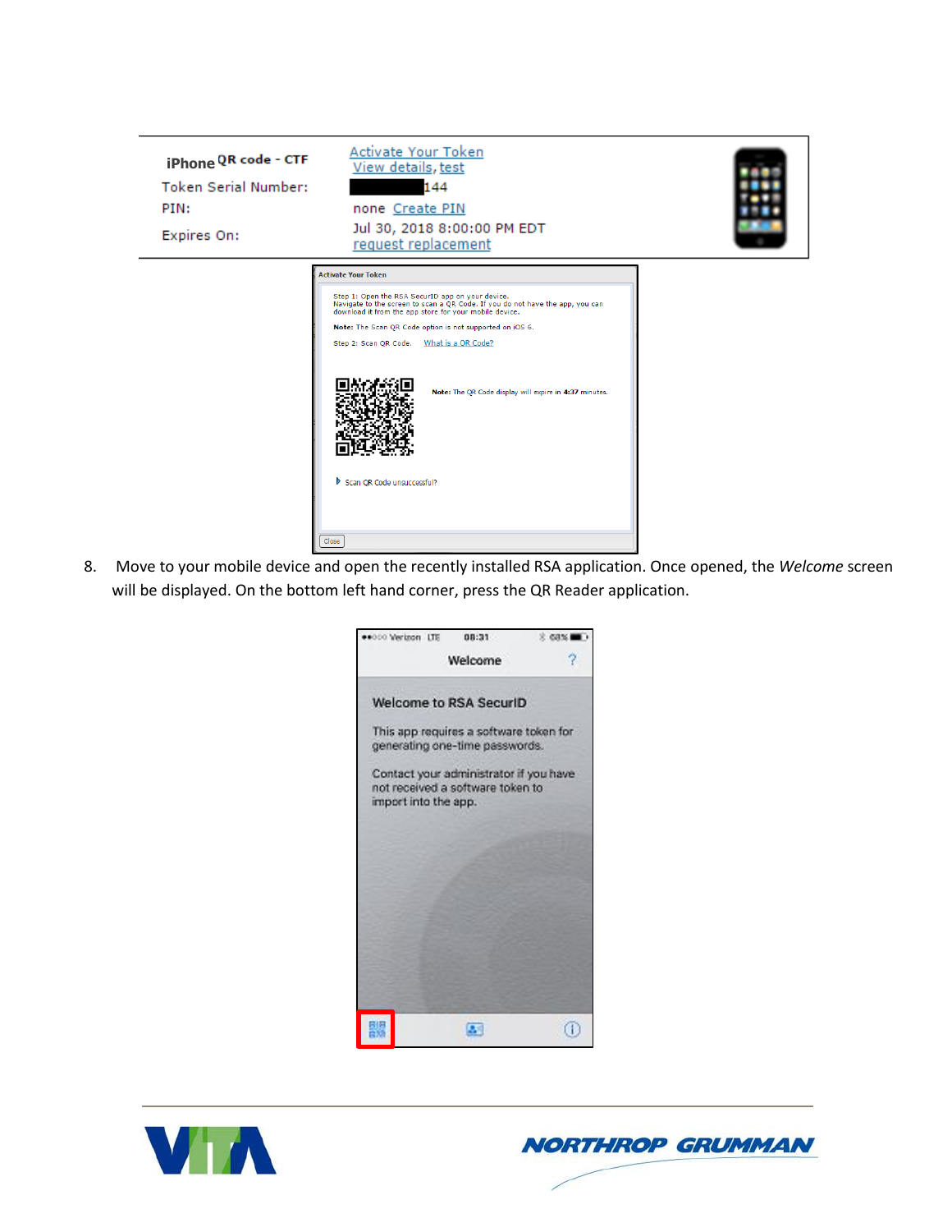8. Move to your mobile device and open the recently installed RSA application. Once opened, the *Welcome* screen will be displayed. On the bottom left hand corner, press the QR Reader application.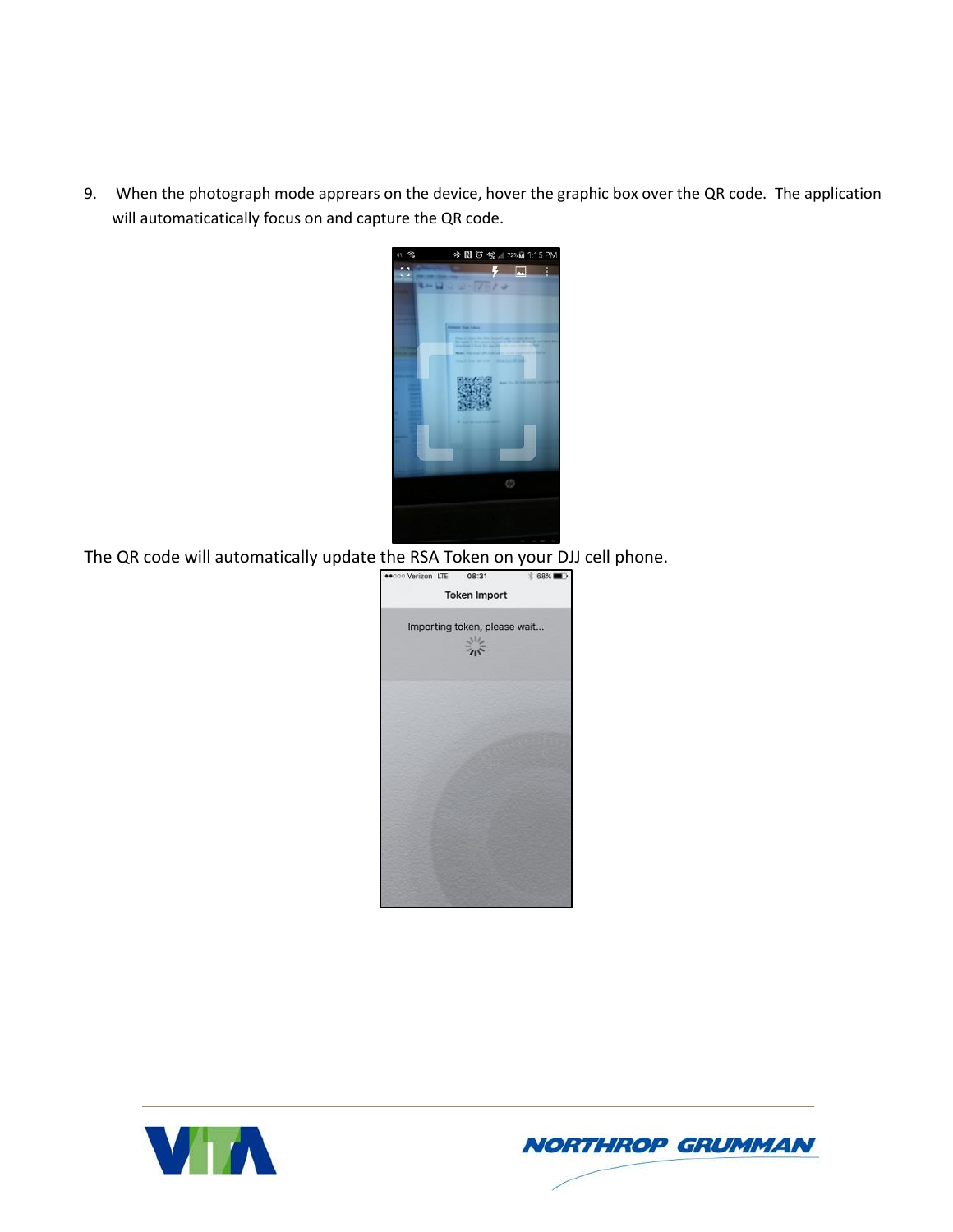9. When the photograph mode apprears on the device, hover the graphic box over the QR code. The application will automaticatically focus on and capture the QR code.

The QR code will automatically update the RSA Token on your DJJ cell phone.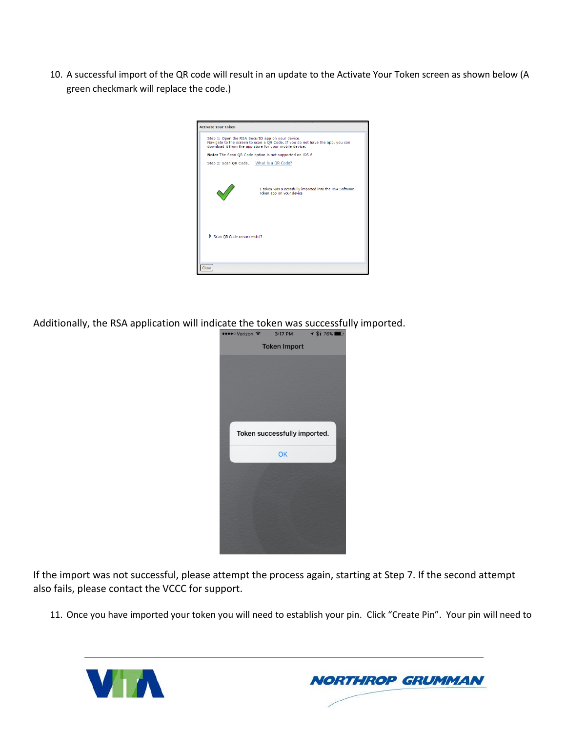10. A successful import of the QR code will result in an update to the Activate Your Token screen as shown below (A green checkmark will replace the code.)

Additionally, the RSA application will indicate the token was successfully imported.

If the import was not successful, please attempt the process again, starting at Step 7. If the second attempt also fails, please contact the VCCC for support.

11. Once you have imported your token you will need to establish your pin. Click “Create Pin”. Your pin will need to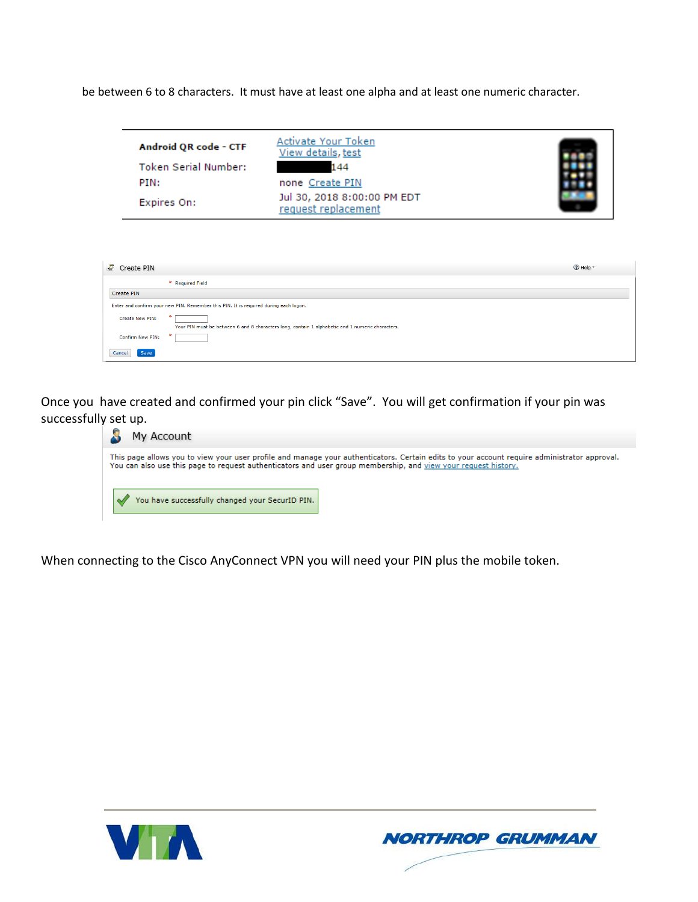be between 6 to 8 characters. It must have at least one alpha and at least one numeric character.

| | |
|---|---|
| **Android QR code - CTF** | Activate Your Token<br>View details, test |
| Token Serial Number: | ███████144 |
| PIN: | none Create PIN |
| Expires On: | Jul 30, 2018 8:00:00 PM EDT<br>request replacement |

Create PIN

\* Required Field

Create PIN

Enter and confirm your new PIN. Remember this PIN. It is required during each logon.

Create New PIN: *

Your PIN must be between 6 and 8 characters long, contain 1 alphabetic and 1 numeric characters.

Confirm New PIN: *

Cancel Save

Once you have created and confirmed your pin click "Save". You will get confirmation if your pin was successfully set up.

My Account

This page allows you to view your user profile and manage your authenticators. Certain edits to your account require administrator approval. You can also use this page to request authenticators and user group membership, and view your request history.

You have successfully changed your SecurID PIN.

When connecting to the Cisco AnyConnect VPN you will need your PIN plus the mobile token.